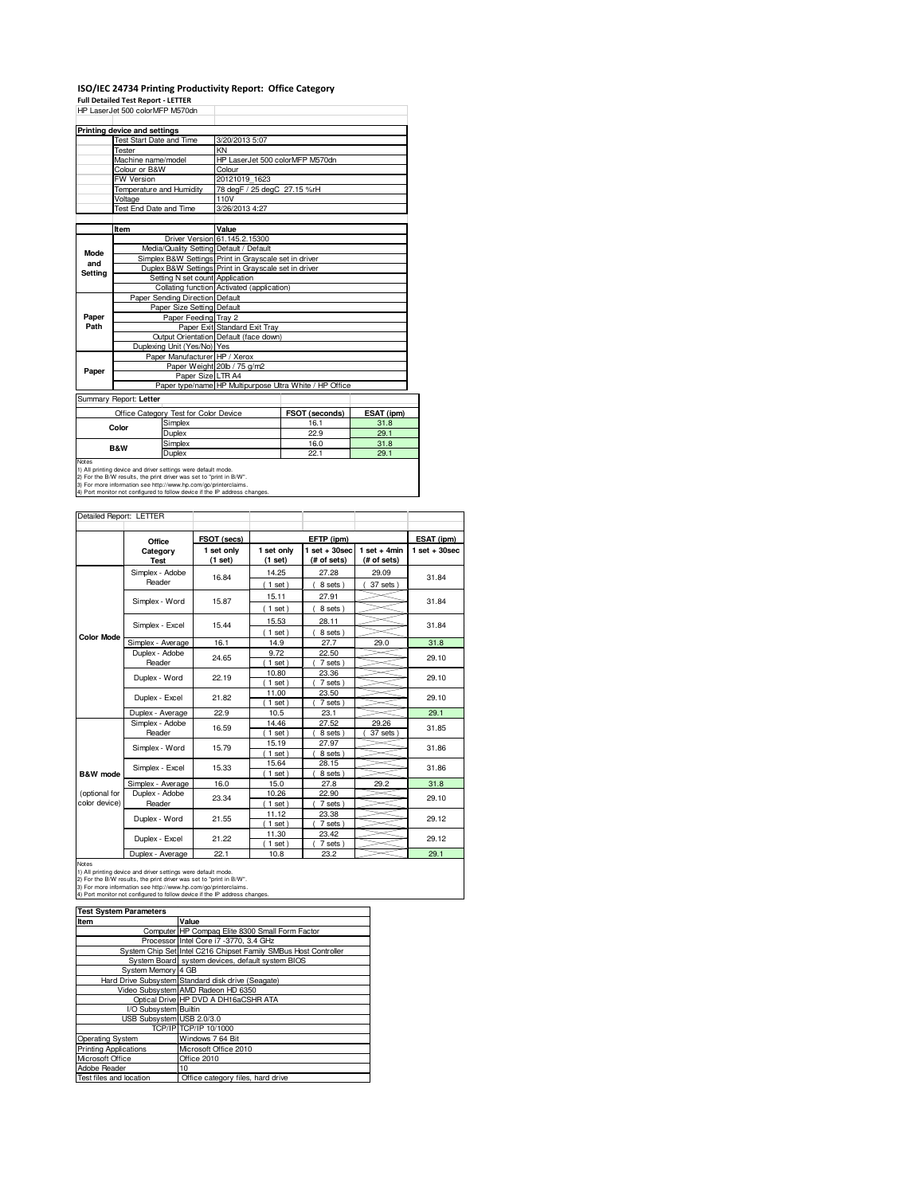# ISO/IEC 24734 Printing Productivity Report: Office Category

**Full Detailed Test Report - LETTER**

HP LaserJet 500 colorMFP M570dn

| Printing device and settings | | |
|---|---|---|
| | Test Start Date and Time | 3/20/2013 5:07 |
| | Tester | KN |
| | Machine name/model | HP LaserJet 500 colorMFP M570dn |
| | Colour or B&W | Colour |
| | FW Version | 20121019_1623 |
| | Temperature and Humidity | 78 degF / 25 degC 27.15 %rH |
| | Voltage | 110V |
| | Test End Date and Time | 3/26/2013 4:27 |

| | Item | Value |
|---|---|---|
| Mode and Setting | Driver Version | 61.145.2.15300 |
| | Media/Quality Setting | Default / Default |
| | Simplex B&W Settings | Print in Grayscale set in driver |
| | Duplex B&W Settings | Print in Grayscale set in driver |
| | Setting N set count | Application |
| | Collating function | Activated (application) |
| Paper Path | Paper Sending Direction | Default |
| | Paper Size Setting | Default |
| | Paper Feeding | Tray 2 |
| | Paper Exit | Standard Exit Tray |
| | Output Orientation | Default (face down) |
| | Duplexing Unit (Yes/No) | Yes |
| Paper | Paper Manufacturer | HP / Xerox |
| | Paper Weight | 20lb / 75 g/m2 |
| | Paper Size | LTR A4 |
| | Paper type/name | HP Multipurpose Ultra White / HP Office |

Summary Report: **Letter**

| Office Category Test for Color Device | | FSOT (seconds) | ESAT (ipm) |
|---|---|---|---|
| Color | Simplex | 16.1 | 31.8 |
| | Duplex | 22.9 | 29.1 |
| B&W | Simplex | 16.0 | 31.8 |
| | Duplex | 22.1 | 29.1 |

Notes
1) All printing device and driver settings were default mode.
2) For the B/W results, the print driver was set to "print in B/W".
3) For more information see http://www.hp.com/go/printerclaims.
4) Port monitor not configured to follow device if the IP address changes.

Detailed Report: LETTER

| | Office Category Test | FSOT (secs) 1 set only (1 set) | EFTP (ipm) 1 set only (1 set) | EFTP (ipm) 1 set + 30sec (# of sets) | EFTP (ipm) 1 set + 4min (# of sets) | ESAT (ipm) 1 set + 30sec |
|---|---|---|---|---|---|---|
| Color Mode | Simplex - Adobe Reader | 16.84 | 14.25 (1 set) | 27.28 (8 sets) | 29.09 (37 sets) | 31.84 |
| | Simplex - Word | 15.87 | 15.11 (1 set) | 27.91 (8 sets) | | 31.84 |
| | Simplex - Excel | 15.44 | 15.53 (1 set) | 28.11 (8 sets) | | 31.84 |
| | Simplex - Average | 16.1 | 14.9 | 27.7 | 29.0 | 31.8 |
| | Duplex - Adobe Reader | 24.65 | 9.72 (1 set) | 22.50 (7 sets) | | 29.10 |
| | Duplex - Word | 22.19 | 10.80 (1 set) | 23.36 (7 sets) | | 29.10 |
| | Duplex - Excel | 21.82 | 11.00 (1 set) | 23.50 (7 sets) | | 29.10 |
| | Duplex - Average | 22.9 | 10.5 | 23.1 | | 29.1 |
| B&W mode (optional for color device) | Simplex - Adobe Reader | 16.59 | 14.46 (1 set) | 27.52 (8 sets) | 29.26 (37 sets) | 31.85 |
| | Simplex - Word | 15.79 | 15.19 (1 set) | 27.97 (8 sets) | | 31.86 |
| | Simplex - Excel | 15.33 | 15.64 (1 set) | 28.15 (8 sets) | | 31.86 |
| | Simplex - Average | 16.0 | 15.0 | 27.8 | 29.2 | 31.8 |
| | Duplex - Adobe Reader | 23.34 | 10.26 (1 set) | 22.90 (7 sets) | | 29.10 |
| | Duplex - Word | 21.55 | 11.12 (1 set) | 23.38 (7 sets) | | 29.12 |
| | Duplex - Excel | 21.22 | 11.30 (1 set) | 23.42 (7 sets) | | 29.12 |
| | Duplex - Average | 22.1 | 10.8 | 23.2 | | 29.1 |

Notes
1) All printing device and driver settings were default mode.
2) For the B/W results, the print driver was set to "print in B/W".
3) For more information see http://www.hp.com/go/printerclaims.
4) Port monitor not configured to follow device if the IP address changes.

| Test System Parameters | |
|---|---|
| **Item** | **Value** |
| Computer | HP Compaq Elite 8300 Small Form Factor |
| Processor | Intel Core i7 -3770, 3.4 GHz |
| System Chip Set | Intel C216 Chipset Family SMBus Host Controller |
| System Board | system devices, default system BIOS |
| System Memory | 4 GB |
| Hard Drive Subsystem | Standard disk drive (Seagate) |
| Video Subsystem | AMD Radeon HD 6350 |
| Optical Drive | HP DVD A DH16aCSHR ATA |
| I/O Subsystem | Builtin |
| USB Subsystem | USB 2.0/3.0 |
| TCP/IP | TCP/IP 10/1000 |
| Operating System | Windows 7 64 Bit |
| Printing Applications | Microsoft Office 2010 |
| Microsoft Office | Office 2010 |
| Adobe Reader | 10 |
| Test files and location | Office category files, hard drive |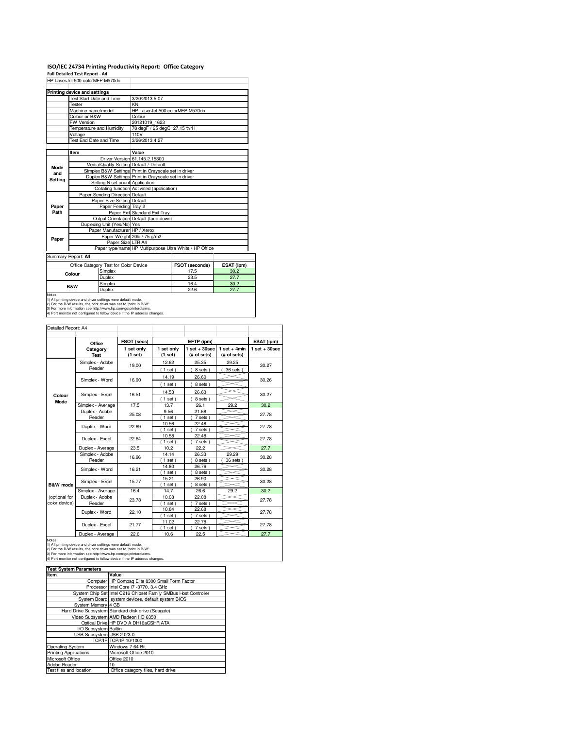# ISO/IEC 24734 Printing Productivity Report: Office Category

**Full Detailed Test Report - A4**

HP LaserJet 500 colorMFP M570dn

| Printing device and settings | | |
|---|---|---|
| | Test Start Date and Time | 3/20/2013 5:07 |
| | Tester | KN |
| | Machine name/model | HP LaserJet 500 colorMFP M570dn |
| | Colour or B&W | Colour |
| | FW Version | 20121019 1623 |
| | Temperature and Humidity | 78 degF / 25 degC 27.15 %rH |
| | Voltage | 110V |
| | Test End Date and Time | 3/26/2013 4:27 |

| | Item | Value |
|---|---|---|
| Mode and Setting | Driver Version | 61.145.2.15300 |
| | Media/Quality Setting | Default / Default |
| | Simplex B&W Settings | Print in Grayscale set in driver |
| | Duplex B&W Settings | Print in Grayscale set in driver |
| | Setting N set count | Application |
| | Collating function | Activated (application) |
| Paper Path | Paper Sending Direction | Default |
| | Paper Size Setting | Default |
| | Paper Feeding | Tray 2 |
| | Paper Exit | Standard Exit Tray |
| | Output Orientation | Default (face down) |
| | Duplexing Unit (Yes/No) | Yes |
| Paper | Paper Manufacturer | HP / Xerox |
| | Paper Weight | 20lb / 75 g/m2 |
| | Paper Size | LTR A4 |
| | Paper type/name | HP Multipurpose Ultra White / HP Office |

Summary Report: **A4**

| Office Category Test for Color Device | | FSOT (seconds) | ESAT (ipm) |
|---|---|---|---|
| Colour | Simplex | 17.5 | 30.2 |
| | Duplex | 23.5 | 27.7 |
| B&W | Simplex | 16.4 | 30.2 |
| | Duplex | 22.6 | 27.7 |

Notes
1) All printing device and driver settings were default mode.
2) For the B/W results, the print driver was set to "print in B/W".
3) For more information see http://www.hp.com/go/printerclaims.
4) Port monitor not configured to follow device if the IP address changes.

Detailed Report: A4

| | Office Category Test | FSOT (secs) 1 set only (1 set) | EFTP (ipm) 1 set only (1 set) | EFTP (ipm) 1 set + 30sec (# of sets) | EFTP (ipm) 1 set + 4min (# of sets) | ESAT (ipm) 1 set + 30sec |
|---|---|---|---|---|---|---|
| Colour Mode | Simplex - Adobe Reader | 19.00 | 12.62 (1 set) | 25.35 (8 sets) | 29.25 (36 sets) | 30.27 |
| | Simplex - Word | 16.90 | 14.19 (1 set) | 26.60 (8 sets) | | 30.26 |
| | Simplex - Excel | 16.51 | 14.53 (1 set) | 26.63 (8 sets) | | 30.27 |
| | Simplex - Average | 17.5 | 13.7 | 26.1 | 29.2 | 30.2 |
| | Duplex - Adobe Reader | 25.08 | 9.56 (1 set) | 21.68 (7 sets) | | 27.78 |
| | Duplex - Word | 22.69 | 10.56 (1 set) | 22.48 (7 sets) | | 27.78 |
| | Duplex - Excel | 22.64 | 10.58 (1 set) | 22.48 (7 sets) | | 27.78 |
| | Duplex - Average | 23.5 | 10.2 | 22.2 | | 27.7 |
| B&W mode (optional for color device) | Simplex - Adobe Reader | 16.96 | 14.14 (1 set) | 26.33 (8 sets) | 29.29 (36 sets) | 30.28 |
| | Simplex - Word | 16.21 | 14.80 (1 set) | 26.76 (8 sets) | | 30.28 |
| | Simplex - Excel | 15.77 | 15.21 (1 set) | 26.90 (8 sets) | | 30.28 |
| | Simplex - Average | 16.4 | 14.7 | 26.6 | 29.2 | 30.2 |
| | Duplex - Adobe Reader | 23.78 | 10.08 (1 set) | 22.08 (7 sets) | | 27.78 |
| | Duplex - Word | 22.10 | 10.84 (1 set) | 22.68 (7 sets) | | 27.78 |
| | Duplex - Excel | 21.77 | 11.02 (1 set) | 22.78 (7 sets) | | 27.78 |
| | Duplex - Average | 22.6 | 10.6 | 22.5 | | 27.7 |

Notes
1) All printing device and driver settings were default mode.
2) For the B/W results, the print driver was set to "print in B/W".
3) For more information see http://www.hp.com/go/printerclaims.
4) Port monitor not configured to follow device if the IP address changes.

| Test System Parameters | |
|---|---|
| **Item** | **Value** |
| Computer | HP Compaq Elite 8300 Small Form Factor |
| Processor | Intel Core i7 -3770, 3.4 GHz |
| System Chip Set | Intel C216 Chipset Family SMBus Host Controller |
| System Board | system devices, default system BIOS |
| System Memory | 4 GB |
| Hard Drive Subsystem | Standard disk drive (Seagate) |
| Video Subsystem | AMD Radeon HD 6350 |
| Optical Drive | HP DVD A DH16aCSHR ATA |
| I/O Subsystem | Builtin |
| USB Subsystem | USB 2.0/3.0 |
| TCP/IP | TCP/IP 10/1000 |
| Operating System | Windows 7 64 Bit |
| Printing Applications | Microsoft Office 2010 |
| Microsoft Office | Office 2010 |
| Adobe Reader | 10 |
| Test files and location | Office category files, hard drive |